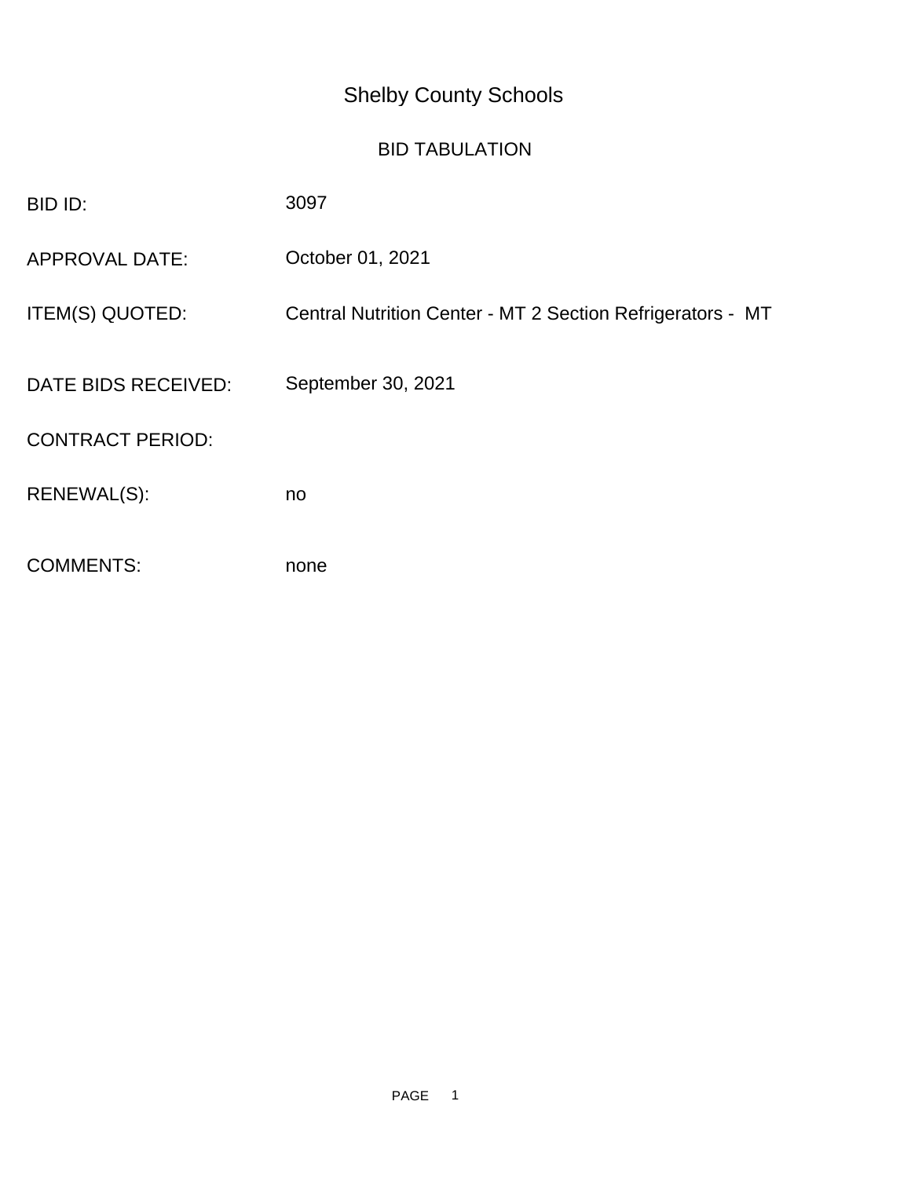# Shelby County Schools

## BID TABULATION

| | |
|---|---|
| BID ID: | 3097 |
| APPROVAL DATE: | October 01, 2021 |
| ITEM(S) QUOTED: | Central Nutrition Center - MT 2 Section Refrigerators - MT |
| DATE BIDS RECEIVED: | September 30, 2021 |
| CONTRACT PERIOD: | |
| RENEWAL(S): | no |
| COMMENTS: | none |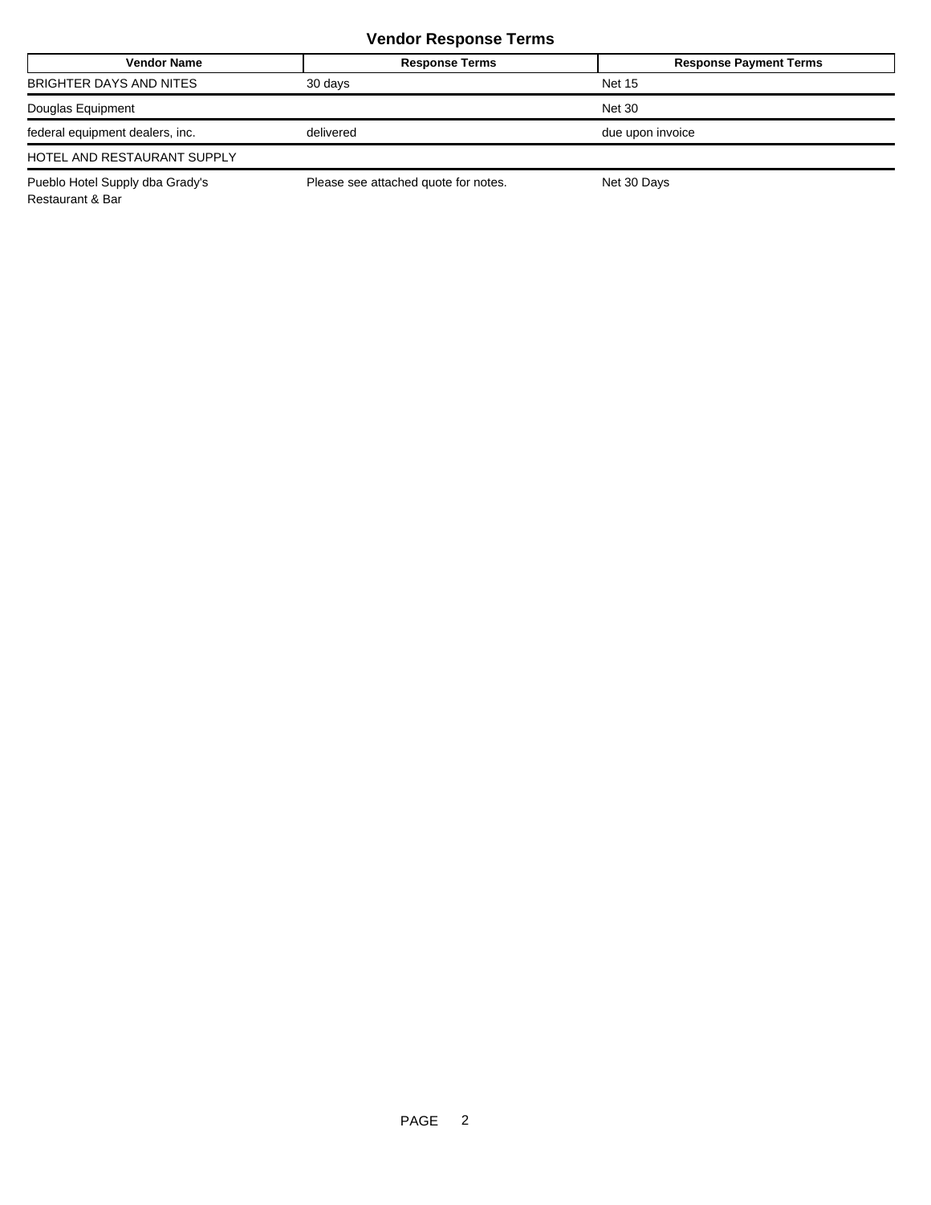## Vendor Response Terms

| Vendor Name | Response Terms | Response Payment Terms |
|---|---|---|
| BRIGHTER DAYS AND NITES | 30 days | Net 15 |
| Douglas Equipment | | Net 30 |
| federal equipment dealers, inc. | delivered | due upon invoice |
| HOTEL AND RESTAURANT SUPPLY | | |
| Pueblo Hotel Supply dba Grady's Restaurant & Bar | Please see attached quote for notes. | Net 30 Days |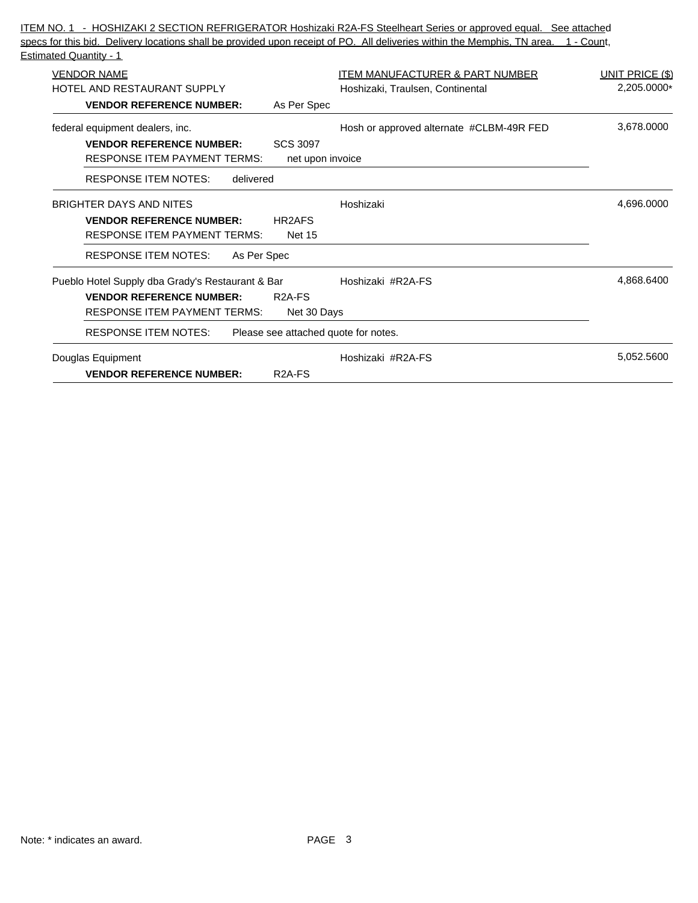ITEM NO. 1 - HOSHIZAKI 2 SECTION REFRIGERATOR Hoshizaki R2A-FS Steelheart Series or approved equal. See attached specs for this bid. Delivery locations shall be provided upon receipt of PO. All deliveries within the Memphis, TN area. 1 - Count, Estimated Quantity - 1

| VENDOR NAME | ITEM MANUFACTURER & PART NUMBER | UNIT PRICE ($) |
|---|---|---|
| HOTEL AND RESTAURANT SUPPLY<br>**VENDOR REFERENCE NUMBER:** As Per Spec | Hoshizaki, Traulsen, Continental | 2,205.0000* |
| federal equipment dealers, inc.<br>**VENDOR REFERENCE NUMBER:** SCS 3097<br>RESPONSE ITEM PAYMENT TERMS: net upon invoice<br>RESPONSE ITEM NOTES: delivered | Hosh or approved alternate #CLBM-49R FED | 3,678.0000 |
| BRIGHTER DAYS AND NITES<br>**VENDOR REFERENCE NUMBER:** HR2AFS<br>RESPONSE ITEM PAYMENT TERMS: Net 15<br>RESPONSE ITEM NOTES: As Per Spec | Hoshizaki | 4,696.0000 |
| Pueblo Hotel Supply dba Grady's Restaurant & Bar<br>**VENDOR REFERENCE NUMBER:** R2A-FS<br>RESPONSE ITEM PAYMENT TERMS: Net 30 Days<br>RESPONSE ITEM NOTES: Please see attached quote for notes. | Hoshizaki #R2A-FS | 4,868.6400 |
| Douglas Equipment<br>**VENDOR REFERENCE NUMBER:** R2A-FS | Hoshizaki #R2A-FS | 5,052.5600 |

Note: * indicates an award.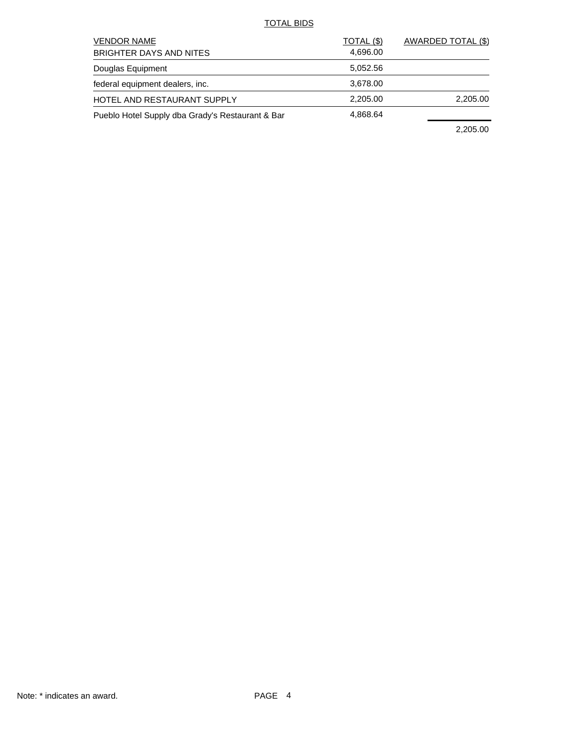TOTAL BIDS

| VENDOR NAME | TOTAL ($) | AWARDED TOTAL ($) |
| --- | --- | --- |
| BRIGHTER DAYS AND NITES | 4,696.00 | |
| Douglas Equipment | 5,052.56 | |
| federal equipment dealers, inc. | 3,678.00 | |
| HOTEL AND RESTAURANT SUPPLY | 2,205.00 | 2,205.00 |
| Pueblo Hotel Supply dba Grady's Restaurant & Bar | 4,868.64 | |
| | | 2,205.00 |

Note: * indicates an award.